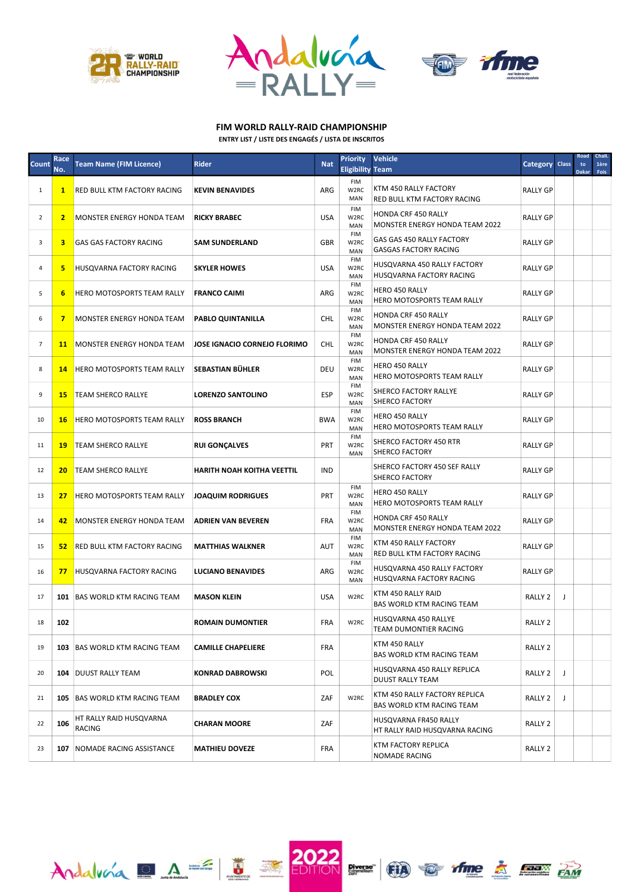# FIM WORLD RALLY-RAID CHAMPIONSHIP

**ENTRY LIST / LISTE DES ENGAGÉS / LISTA DE INSCRITOS**

| Count | Race No. | Team Name (FIM Licence) | Rider | Nat | Priority Eligibility | Vehicle Team | Category | Class | Road to Dakar | Chall. 1ère Fois |
|---|---|---|---|---|---|---|---|---|---|---|
| 1 | **1** | RED BULL KTM FACTORY RACING | **KEVIN BENAVIDES** | ARG | FIM W2RC MAN | KTM 450 RALLY FACTORY RED BULL KTM FACTORY RACING | RALLY GP | | | |
| 2 | **2** | MONSTER ENERGY HONDA TEAM | **RICKY BRABEC** | USA | FIM W2RC MAN | HONDA CRF 450 RALLY MONSTER ENERGY HONDA TEAM 2022 | RALLY GP | | | |
| 3 | **3** | GAS GAS FACTORY RACING | **SAM SUNDERLAND** | GBR | FIM W2RC MAN | GAS GAS 450 RALLY FACTORY GASGAS FACTORY RACING | RALLY GP | | | |
| 4 | **5** | HUSQVARNA FACTORY RACING | **SKYLER HOWES** | USA | FIM W2RC MAN | HUSQVARNA 450 RALLY FACTORY HUSQVARNA FACTORY RACING | RALLY GP | | | |
| 5 | **6** | HERO MOTOSPORTS TEAM RALLY | **FRANCO CAIMI** | ARG | FIM W2RC MAN | HERO 450 RALLY HERO MOTOSPORTS TEAM RALLY | RALLY GP | | | |
| 6 | **7** | MONSTER ENERGY HONDA TEAM | **PABLO QUINTANILLA** | CHL | FIM W2RC MAN | HONDA CRF 450 RALLY MONSTER ENERGY HONDA TEAM 2022 | RALLY GP | | | |
| 7 | **11** | MONSTER ENERGY HONDA TEAM | **JOSE IGNACIO CORNEJO FLORIMO** | CHL | FIM W2RC MAN | HONDA CRF 450 RALLY MONSTER ENERGY HONDA TEAM 2022 | RALLY GP | | | |
| 8 | **14** | HERO MOTOSPORTS TEAM RALLY | **SEBASTIAN BÜHLER** | DEU | FIM W2RC MAN | HERO 450 RALLY HERO MOTOSPORTS TEAM RALLY | RALLY GP | | | |
| 9 | **15** | TEAM SHERCO RALLYE | **LORENZO SANTOLINO** | ESP | FIM W2RC MAN | SHERCO FACTORY RALLYE SHERCO FACTORY | RALLY GP | | | |
| 10 | **16** | HERO MOTOSPORTS TEAM RALLY | **ROSS BRANCH** | BWA | FIM W2RC MAN | HERO 450 RALLY HERO MOTOSPORTS TEAM RALLY | RALLY GP | | | |
| 11 | **19** | TEAM SHERCO RALLYE | **RUI GONÇALVES** | PRT | FIM W2RC MAN | SHERCO FACTORY 450 RTR SHERCO FACTORY | RALLY GP | | | |
| 12 | **20** | TEAM SHERCO RALLYE | **HARITH NOAH KOITHA VEETTIL** | IND | | SHERCO FACTORY 450 SEF RALLY SHERCO FACTORY | RALLY GP | | | |
| 13 | **27** | HERO MOTOSPORTS TEAM RALLY | **JOAQUIM RODRIGUES** | PRT | FIM W2RC MAN | HERO 450 RALLY HERO MOTOSPORTS TEAM RALLY | RALLY GP | | | |
| 14 | **42** | MONSTER ENERGY HONDA TEAM | **ADRIEN VAN BEVEREN** | FRA | FIM W2RC MAN | HONDA CRF 450 RALLY MONSTER ENERGY HONDA TEAM 2022 | RALLY GP | | | |
| 15 | **52** | RED BULL KTM FACTORY RACING | **MATTHIAS WALKNER** | AUT | FIM W2RC MAN | KTM 450 RALLY FACTORY RED BULL KTM FACTORY RACING | RALLY GP | | | |
| 16 | **77** | HUSQVARNA FACTORY RACING | **LUCIANO BENAVIDES** | ARG | FIM W2RC MAN | HUSQVARNA 450 RALLY FACTORY HUSQVARNA FACTORY RACING | RALLY GP | | | |
| 17 | **101** | BAS WORLD KTM RACING TEAM | **MASON KLEIN** | USA | W2RC | KTM 450 RALLY RAID BAS WORLD KTM RACING TEAM | RALLY 2 | J | | |
| 18 | **102** | | **ROMAIN DUMONTIER** | FRA | W2RC | HUSQVARNA 450 RALLYE TEAM DUMONTIER RACING | RALLY 2 | | | |
| 19 | **103** | BAS WORLD KTM RACING TEAM | **CAMILLE CHAPELIERE** | FRA | | KTM 450 RALLY BAS WORLD KTM RACING TEAM | RALLY 2 | | | |
| 20 | **104** | DUUST RALLY TEAM | **KONRAD DABROWSKI** | POL | | HUSQVARNA 450 RALLY REPLICA DUUST RALLY TEAM | RALLY 2 | J | | |
| 21 | **105** | BAS WORLD KTM RACING TEAM | **BRADLEY COX** | ZAF | W2RC | KTM 450 RALLY FACTORY REPLICA BAS WORLD KTM RACING TEAM | RALLY 2 | J | | |
| 22 | **106** | HT RALLY RAID HUSQVARNA RACING | **CHARAN MOORE** | ZAF | | HUSQVARNA FR450 RALLY HT RALLY RAID HUSQVARNA RACING | RALLY 2 | | | |
| 23 | **107** | NOMADE RACING ASSISTANCE | **MATHIEU DOVEZE** | FRA | | KTM FACTORY REPLICA NOMADE RACING | RALLY 2 | | | |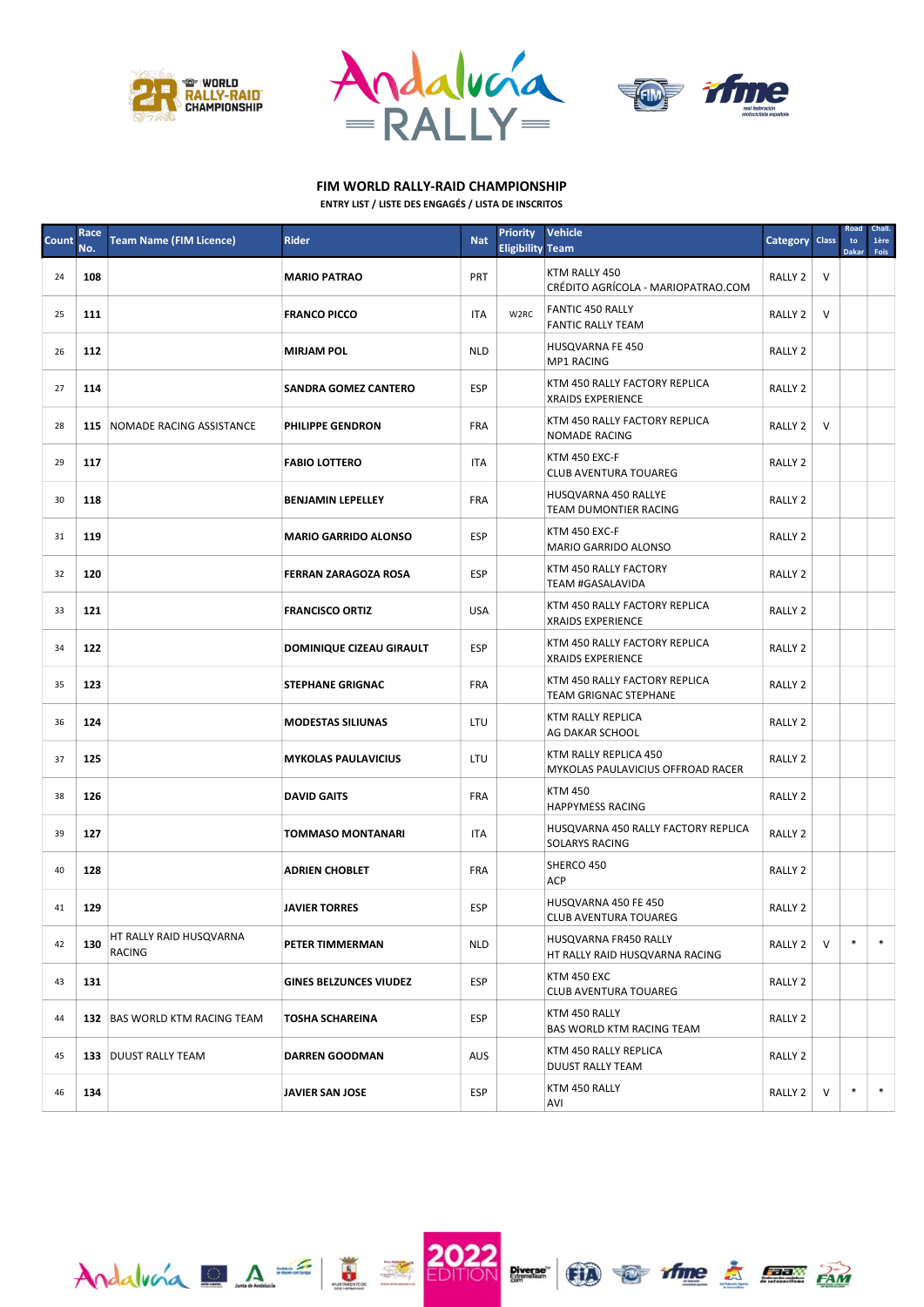## FIM WORLD RALLY-RAID CHAMPIONSHIP

**ENTRY LIST / LISTE DES ENGAGÉS / LISTA DE INSCRITOS**

| Count | Race No. | Team Name (FIM Licence) | Rider | Nat | Priority Eligibility | Vehicle Team | Category | Class | Road to Dakar | Chall. 1ère Fois |
|---|---|---|---|---|---|---|---|---|---|---|
| 24 | **108** | | **MARIO PATRAO** | PRT | | KTM RALLY 450 CRÉDITO AGRÍCOLA - MARIOPATRAO.COM | RALLY 2 | V | | |
| 25 | **111** | | **FRANCO PICCO** | ITA | W2RC | FANTIC 450 RALLY FANTIC RALLY TEAM | RALLY 2 | V | | |
| 26 | **112** | | **MIRJAM POL** | NLD | | HUSQVARNA FE 450 MP1 RACING | RALLY 2 | | | |
| 27 | **114** | | **SANDRA GOMEZ CANTERO** | ESP | | KTM 450 RALLY FACTORY REPLICA XRAIDS EXPERIENCE | RALLY 2 | | | |
| 28 | **115** | NOMADE RACING ASSISTANCE | **PHILIPPE GENDRON** | FRA | | KTM 450 RALLY FACTORY REPLICA NOMADE RACING | RALLY 2 | V | | |
| 29 | **117** | | **FABIO LOTTERO** | ITA | | KTM 450 EXC-F CLUB AVENTURA TOUAREG | RALLY 2 | | | |
| 30 | **118** | | **BENJAMIN LEPELLEY** | FRA | | HUSQVARNA 450 RALLYE TEAM DUMONTIER RACING | RALLY 2 | | | |
| 31 | **119** | | **MARIO GARRIDO ALONSO** | ESP | | KTM 450 EXC-F MARIO GARRIDO ALONSO | RALLY 2 | | | |
| 32 | **120** | | **FERRAN ZARAGOZA ROSA** | ESP | | KTM 450 RALLY FACTORY TEAM #GASALAVIDA | RALLY 2 | | | |
| 33 | **121** | | **FRANCISCO ORTIZ** | USA | | KTM 450 RALLY FACTORY REPLICA XRAIDS EXPERIENCE | RALLY 2 | | | |
| 34 | **122** | | **DOMINIQUE CIZEAU GIRAULT** | ESP | | KTM 450 RALLY FACTORY REPLICA XRAIDS EXPERIENCE | RALLY 2 | | | |
| 35 | **123** | | **STEPHANE GRIGNAC** | FRA | | KTM 450 RALLY FACTORY REPLICA TEAM GRIGNAC STEPHANE | RALLY 2 | | | |
| 36 | **124** | | **MODESTAS SILIUNAS** | LTU | | KTM RALLY REPLICA AG DAKAR SCHOOL | RALLY 2 | | | |
| 37 | **125** | | **MYKOLAS PAULAVICIUS** | LTU | | KTM RALLY REPLICA 450 MYKOLAS PAULAVICIUS OFFROAD RACER | RALLY 2 | | | |
| 38 | **126** | | **DAVID GAITS** | FRA | | KTM 450 HAPPYMESS RACING | RALLY 2 | | | |
| 39 | **127** | | **TOMMASO MONTANARI** | ITA | | HUSQVARNA 450 RALLY FACTORY REPLICA SOLARYS RACING | RALLY 2 | | | |
| 40 | **128** | | **ADRIEN CHOBLET** | FRA | | SHERCO 450 ACP | RALLY 2 | | | |
| 41 | **129** | | **JAVIER TORRES** | ESP | | HUSQVARNA 450 FE 450 CLUB AVENTURA TOUAREG | RALLY 2 | | | |
| 42 | **130** | HT RALLY RAID HUSQVARNA RACING | **PETER TIMMERMAN** | NLD | | HUSQVARNA FR450 RALLY HT RALLY RAID HUSQVARNA RACING | RALLY 2 | V | * | * |
| 43 | **131** | | **GINES BELZUNCES VIUDEZ** | ESP | | KTM 450 EXC CLUB AVENTURA TOUAREG | RALLY 2 | | | |
| 44 | **132** | BAS WORLD KTM RACING TEAM | **TOSHA SCHAREINA** | ESP | | KTM 450 RALLY BAS WORLD KTM RACING TEAM | RALLY 2 | | | |
| 45 | **133** | DUUST RALLY TEAM | **DARREN GOODMAN** | AUS | | KTM 450 RALLY REPLICA DUUST RALLY TEAM | RALLY 2 | | | |
| 46 | **134** | | **JAVIER SAN JOSE** | ESP | | KTM 450 RALLY AVI | RALLY 2 | V | * | * |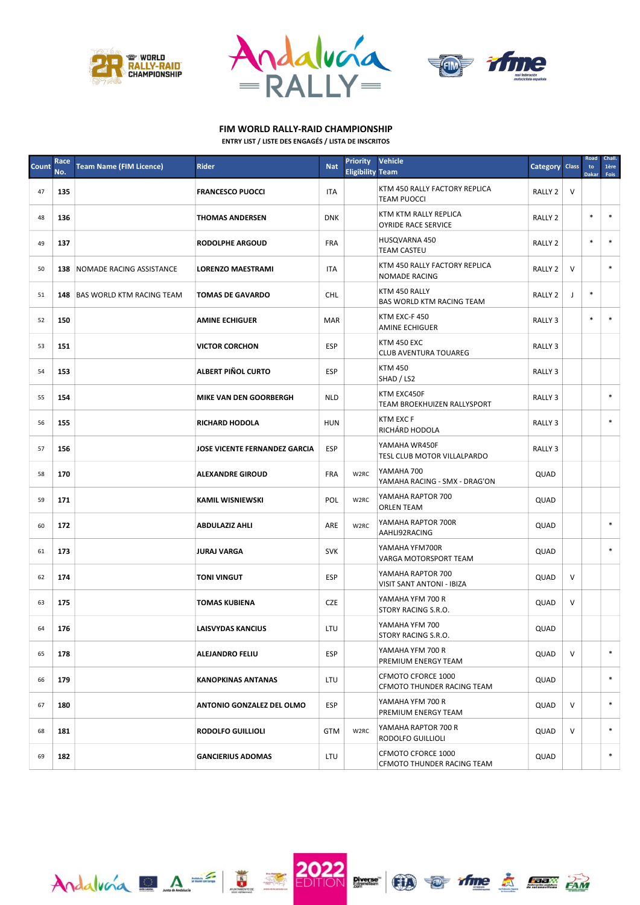## FIM WORLD RALLY-RAID CHAMPIONSHIP

ENTRY LIST / LISTE DES ENGAGÉS / LISTA DE INSCRITOS

| Count | Race No. | Team Name (FIM Licence) | Rider | Nat | Priority Eligibility | Vehicle Team | Category | Class | Road to Dakar | Chall. 1ère Fois |
|---|---|---|---|---|---|---|---|---|---|---|
| 47 | 135 | | FRANCESCO PUOCCI | ITA | | KTM 450 RALLY FACTORY REPLICA TEAM PUOCCI | RALLY 2 | V | | |
| 48 | 136 | | THOMAS ANDERSEN | DNK | | KTM KTM RALLY REPLICA OYRIDE RACE SERVICE | RALLY 2 | | * | * |
| 49 | 137 | | RODOLPHE ARGOUD | FRA | | HUSQVARNA 450 TEAM CASTEU | RALLY 2 | | * | * |
| 50 | 138 | NOMADE RACING ASSISTANCE | LORENZO MAESTRAMI | ITA | | KTM 450 RALLY FACTORY REPLICA NOMADE RACING | RALLY 2 | V | | * |
| 51 | 148 | BAS WORLD KTM RACING TEAM | TOMAS DE GAVARDO | CHL | | KTM 450 RALLY BAS WORLD KTM RACING TEAM | RALLY 2 | J | * | |
| 52 | 150 | | AMINE ECHIGUER | MAR | | KTM EXC-F 450 AMINE ECHIGUER | RALLY 3 | | * | * |
| 53 | 151 | | VICTOR CORCHON | ESP | | KTM 450 EXC CLUB AVENTURA TOUAREG | RALLY 3 | | | |
| 54 | 153 | | ALBERT PIÑOL CURTO | ESP | | KTM 450 SHAD / LS2 | RALLY 3 | | | |
| 55 | 154 | | MIKE VAN DEN GOORBERGH | NLD | | KTM EXC450F TEAM BROEKHUIZEN RALLYSPORT | RALLY 3 | | | * |
| 56 | 155 | | RICHARD HODOLA | HUN | | KTM EXC F RICHÁRD HODOLA | RALLY 3 | | | * |
| 57 | 156 | | JOSE VICENTE FERNANDEZ GARCIA | ESP | | YAMAHA WR450F TESL CLUB MOTOR VILLALPARDO | RALLY 3 | | | |
| 58 | 170 | | ALEXANDRE GIROUD | FRA | W2RC | YAMAHA 700 YAMAHA RACING - SMX - DRAG'ON | QUAD | | | |
| 59 | 171 | | KAMIL WISNIEWSKI | POL | W2RC | YAMAHA RAPTOR 700 ORLEN TEAM | QUAD | | | |
| 60 | 172 | | ABDULAZIZ AHLI | ARE | W2RC | YAMAHA RAPTOR 700R AAHLI92RACING | QUAD | | | * |
| 61 | 173 | | JURAJ VARGA | SVK | | YAMAHA YFM700R VARGA MOTORSPORT TEAM | QUAD | | | * |
| 62 | 174 | | TONI VINGUT | ESP | | YAMAHA RAPTOR 700 VISIT SANT ANTONI - IBIZA | QUAD | V | | |
| 63 | 175 | | TOMAS KUBIENA | CZE | | YAMAHA YFM 700 R STORY RACING S.R.O. | QUAD | V | | |
| 64 | 176 | | LAISVYDAS KANCIUS | LTU | | YAMAHA YFM 700 STORY RACING S.R.O. | QUAD | | | |
| 65 | 178 | | ALEJANDRO FELIU | ESP | | YAMAHA YFM 700 R PREMIUM ENERGY TEAM | QUAD | V | | * |
| 66 | 179 | | KANOPKINAS ANTANAS | LTU | | CFMOTO CFORCE 1000 CFMOTO THUNDER RACING TEAM | QUAD | | | * |
| 67 | 180 | | ANTONIO GONZALEZ DEL OLMO | ESP | | YAMAHA YFM 700 R PREMIUM ENERGY TEAM | QUAD | V | | * |
| 68 | 181 | | RODOLFO GUILLIOLI | GTM | W2RC | YAMAHA RAPTOR 700 R RODOLFO GUILLIOLI | QUAD | V | | * |
| 69 | 182 | | GANCIERIUS ADOMAS | LTU | | CFMOTO CFORCE 1000 CFMOTO THUNDER RACING TEAM | QUAD | | | * |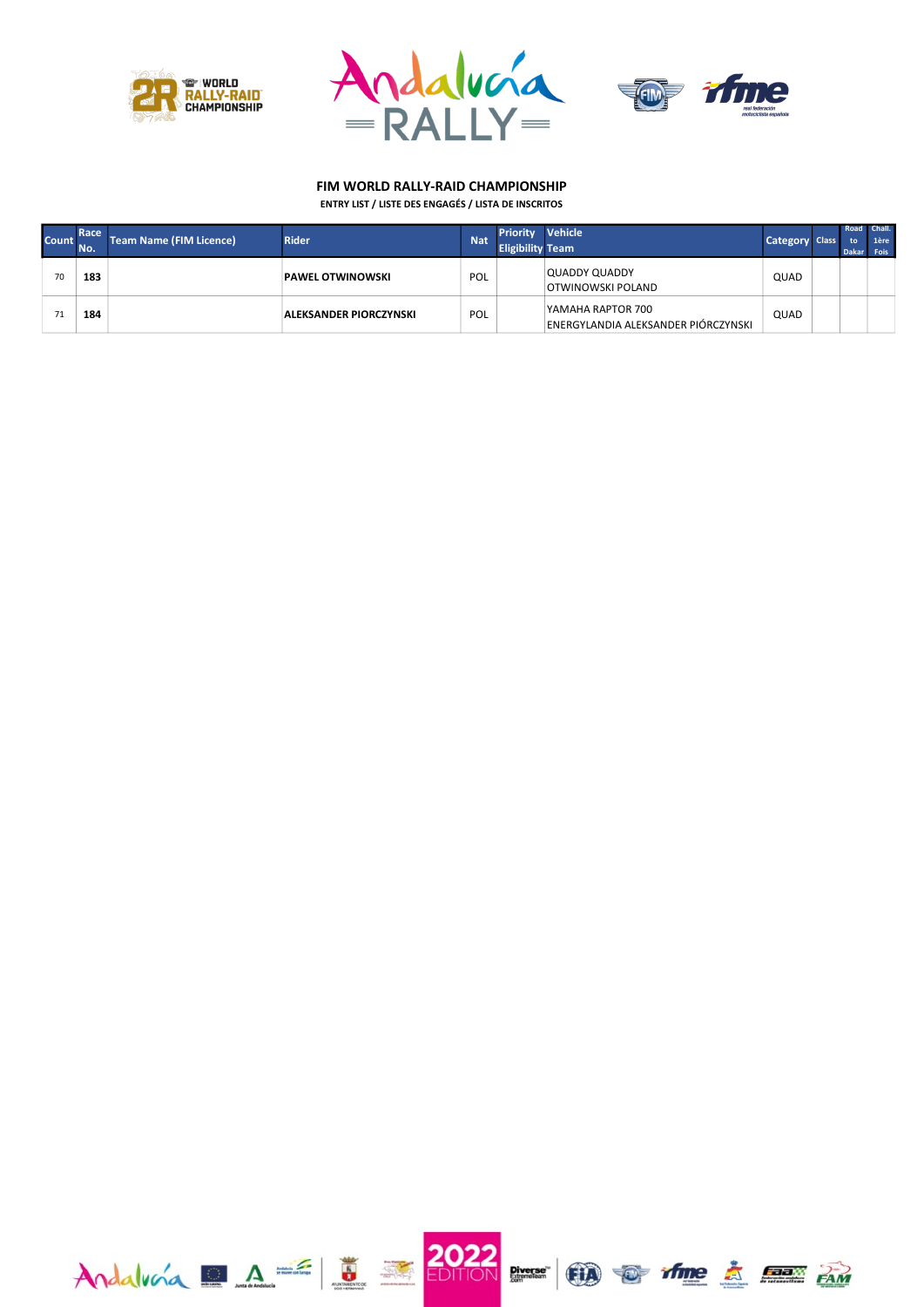### FIM WORLD RALLY-RAID CHAMPIONSHIP

ENTRY LIST / LISTE DES ENGAGÉS / LISTA DE INSCRITOS

| Count | Race No. | Team Name (FIM Licence) | Rider | Nat | Priority Eligibility | Vehicle Team | Category | Class | Road to Dakar | Chall. 1ère Fois |
|---|---|---|---|---|---|---|---|---|---|---|
| 70 | **183** | | **PAWEL OTWINOWSKI** | POL | | QUADDY QUADDY<br>OTWINOWSKI POLAND | QUAD | | | |
| 71 | **184** | | **ALEKSANDER PIORCZYNSKI** | POL | | YAMAHA RAPTOR 700<br>ENERGYLANDIA ALEKSANDER PIÓRCZYNSKI | QUAD | | | |